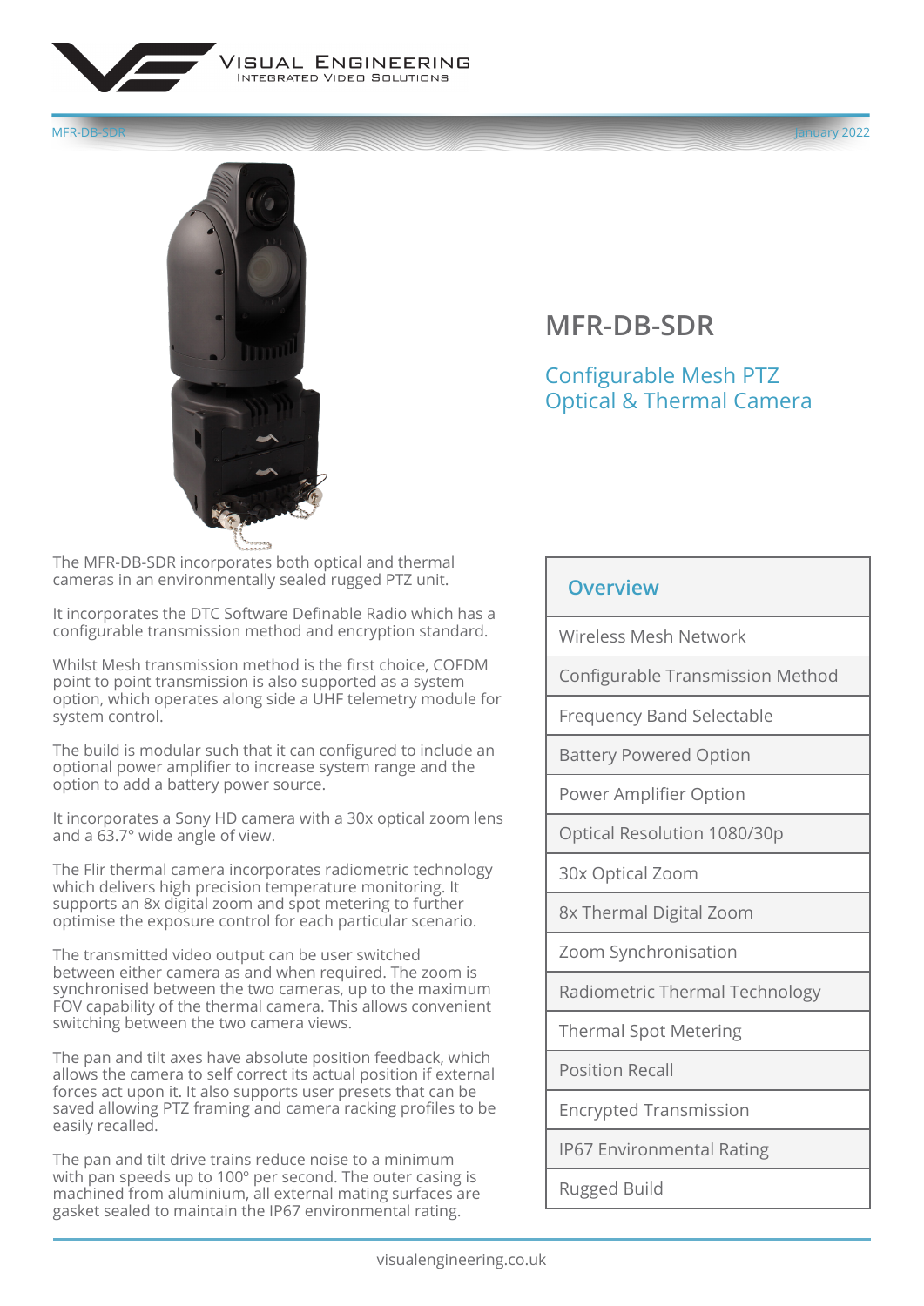# MFR-DB-SDR

## Configurable Mesh PTZ Optical & Thermal Camera

The MFR-DB-SDR incorporates both optical and thermal cameras in an environmentally sealed rugged PTZ unit.

It incorporates the DTC Software Definable Radio which has a configurable transmission method and encryption standard.

Whilst Mesh transmission method is the first choice, COFDM point to point transmission is also supported as a system option, which operates along side a UHF telemetry module for system control.

The build is modular such that it can configured to include an optional power amplifier to increase system range and the option to add a battery power source.

It incorporates a Sony HD camera with a 30x optical zoom lens and a 63.7° wide angle of view.

The Flir thermal camera incorporates radiometric technology which delivers high precision temperature monitoring. It supports an 8x digital zoom and spot metering to further optimise the exposure control for each particular scenario.

The transmitted video output can be user switched between either camera as and when required. The zoom is synchronised between the two cameras, up to the maximum FOV capability of the thermal camera. This allows convenient switching between the two camera views.

The pan and tilt axes have absolute position feedback, which allows the camera to self correct its actual position if external forces act upon it. It also supports user presets that can be saved allowing PTZ framing and camera racking profiles to be easily recalled.

The pan and tilt drive trains reduce noise to a minimum with pan speeds up to 100º per second. The outer casing is machined from aluminium, all external mating surfaces are gasket sealed to maintain the IP67 environmental rating.

| Overview |
|---|
| Wireless Mesh Network |
| Configurable Transmission Method |
| Frequency Band Selectable |
| Battery Powered Option |
| Power Amplifier Option |
| Optical Resolution 1080/30p |
| 30x Optical Zoom |
| 8x Thermal Digital Zoom |
| Zoom Synchronisation |
| Radiometric Thermal Technology |
| Thermal Spot Metering |
| Position Recall |
| Encrypted Transmission |
| IP67 Environmental Rating |
| Rugged Build |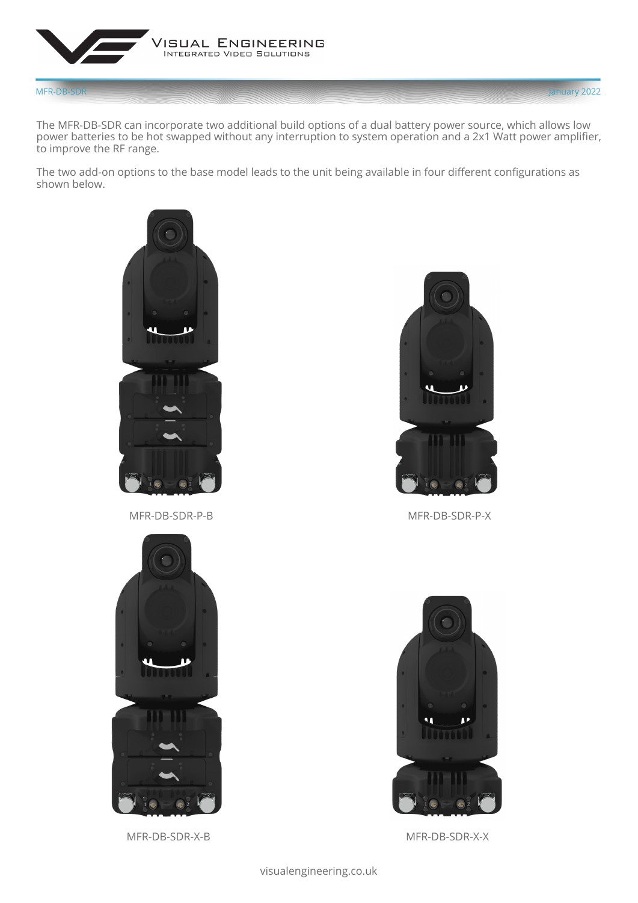The MFR-DB-SDR can incorporate two additional build options of a dual battery power source, which allows low power batteries to be hot swapped without any interruption to system operation and a 2x1 Watt power amplifier, to improve the RF range.

The two add-on options to the base model leads to the unit being available in four different configurations as shown below.

MFR-DB-SDR-P-B

MFR-DB-SDR-P-X

MFR-DB-SDR-X-B

MFR-DB-SDR-X-X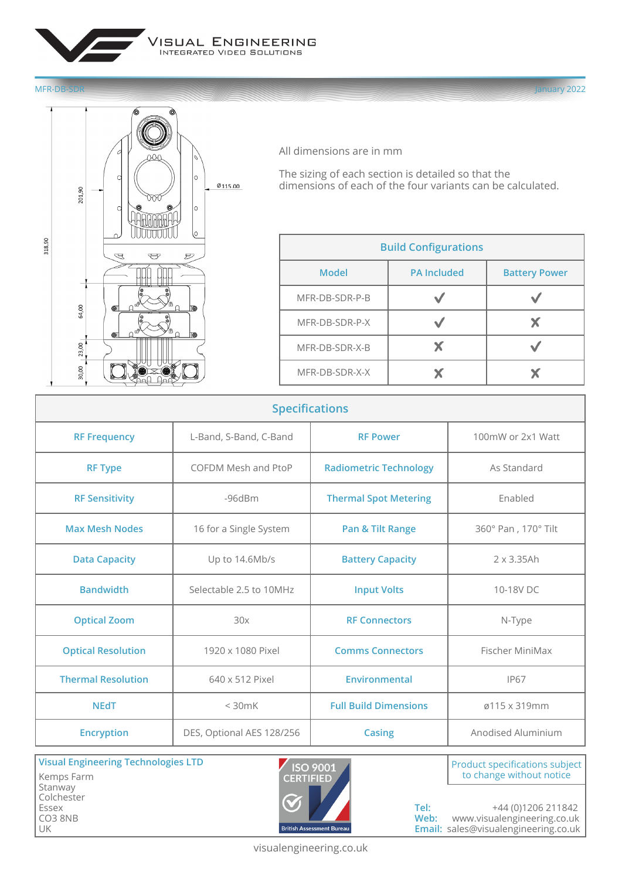All dimensions are in mm

The sizing of each section is detailed so that the dimensions of each of the four variants can be calculated.

## Build Configurations

| Model | PA Included | Battery Power |
|---|---|---|
| MFR-DB-SDR-P-B | ✓ | ✓ |
| MFR-DB-SDR-P-X | ✓ | ✗ |
| MFR-DB-SDR-X-B | ✗ | ✓ |
| MFR-DB-SDR-X-X | ✗ | ✗ |

## Specifications

| | | | |
|---|---|---|---|
| RF Frequency | L-Band, S-Band, C-Band | RF Power | 100mW or 2x1 Watt |
| RF Type | COFDM Mesh and PtoP | Radiometric Technology | As Standard |
| RF Sensitivity | -96dBm | Thermal Spot Metering | Enabled |
| Max Mesh Nodes | 16 for a Single System | Pan & Tilt Range | 360° Pan , 170° Tilt |
| Data Capacity | Up to 14.6Mb/s | Battery Capacity | 2 x 3.35Ah |
| Bandwidth | Selectable 2.5 to 10MHz | Input Volts | 10-18V DC |
| Optical Zoom | 30x | RF Connectors | N-Type |
| Optical Resolution | 1920 x 1080 Pixel | Comms Connectors | Fischer MiniMax |
| Thermal Resolution | 640 x 512 Pixel | Environmental | IP67 |
| NEdT | < 30mK | Full Build Dimensions | ø115 x 319mm |
| Encryption | DES, Optional AES 128/256 | Casing | Anodised Aluminium |

**Visual Engineering Technologies LTD**
Kemps Farm
Stanway
Colchester
Essex
CO3 8NB
UK

ISO 9001 CERTIFIED
British Assessment Bureau

Product specifications subject to change without notice

Tel: +44 (0)1206 211842
Web: www.visualengineering.co.uk
Email: sales@visualengineering.co.uk